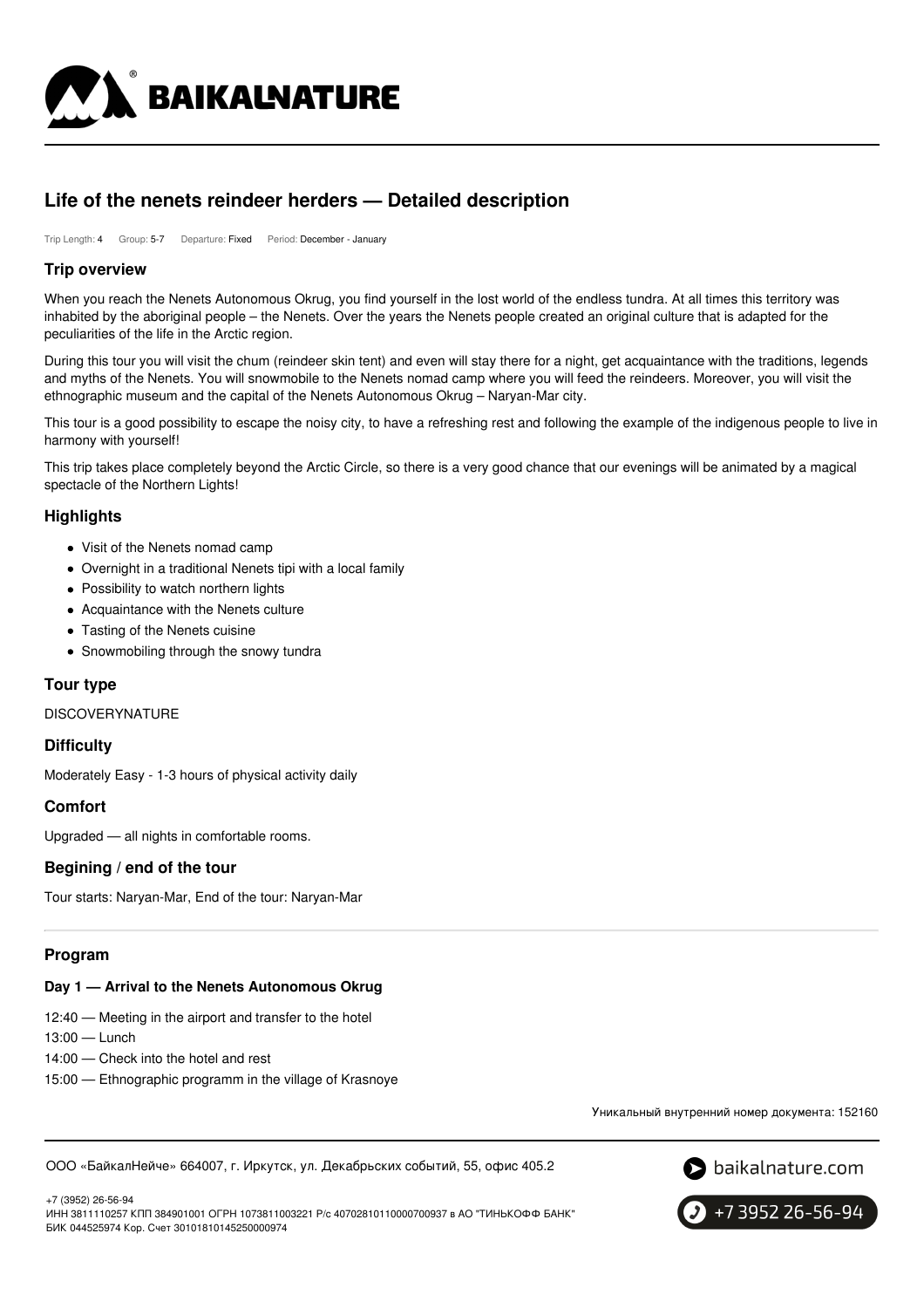# Life of the nenets reindeer herders — Detailed description

Trip Length: 4 Group: 5-7 Departure: Fixed Period: December - January

## Trip overview

When you reach the Nenets Autonomous Okrug, you find yourself in the lost world of the endless tundra. At all times this territory was inhabited by the aboriginal people – the Nenets. Over the years the Nenets people created an original culture that is adapted for the peculiarities of the life in the Arctic region.

During this tour you will visit the chum (reindeer skin tent) and even will stay there for a night, get acquaintance with the traditions, legends and myths of the Nenets. You will snowmobile to the Nenets nomad camp where you will feed the reindeers. Moreover, you will visit the ethnographic museum and the capital of the Nenets Autonomous Okrug – Naryan-Mar city.

This tour is a good possibility to escape the noisy city, to have a refreshing rest and following the example of the indigenous people to live in harmony with yourself!

This trip takes place completely beyond the Arctic Circle, so there is a very good chance that our evenings will be animated by a magical spectacle of the Northern Lights!

## Highlights

- Visit of the Nenets nomad camp
- Overnight in a traditional Nenets tipi with a local family
- Possibility to watch northern lights
- Acquaintance with the Nenets culture
- Tasting of the Nenets cuisine
- Snowmobiling through the snowy tundra

## Tour type

DISCOVERYNATURE

## Difficulty

Moderately Easy - 1-3 hours of physical activity daily

## Comfort

Upgraded — all nights in comfortable rooms.

## Begining / end of the tour

Tour starts: Naryan-Mar, End of the tour: Naryan-Mar

## Program

### Day 1 — Arrival to the Nenets Autonomous Okrug

12:40 — Meeting in the airport and transfer to the hotel

13:00 — Lunch

14:00 — Check into the hotel and rest

15:00 — Ethnographic programm in the village of Krasnoye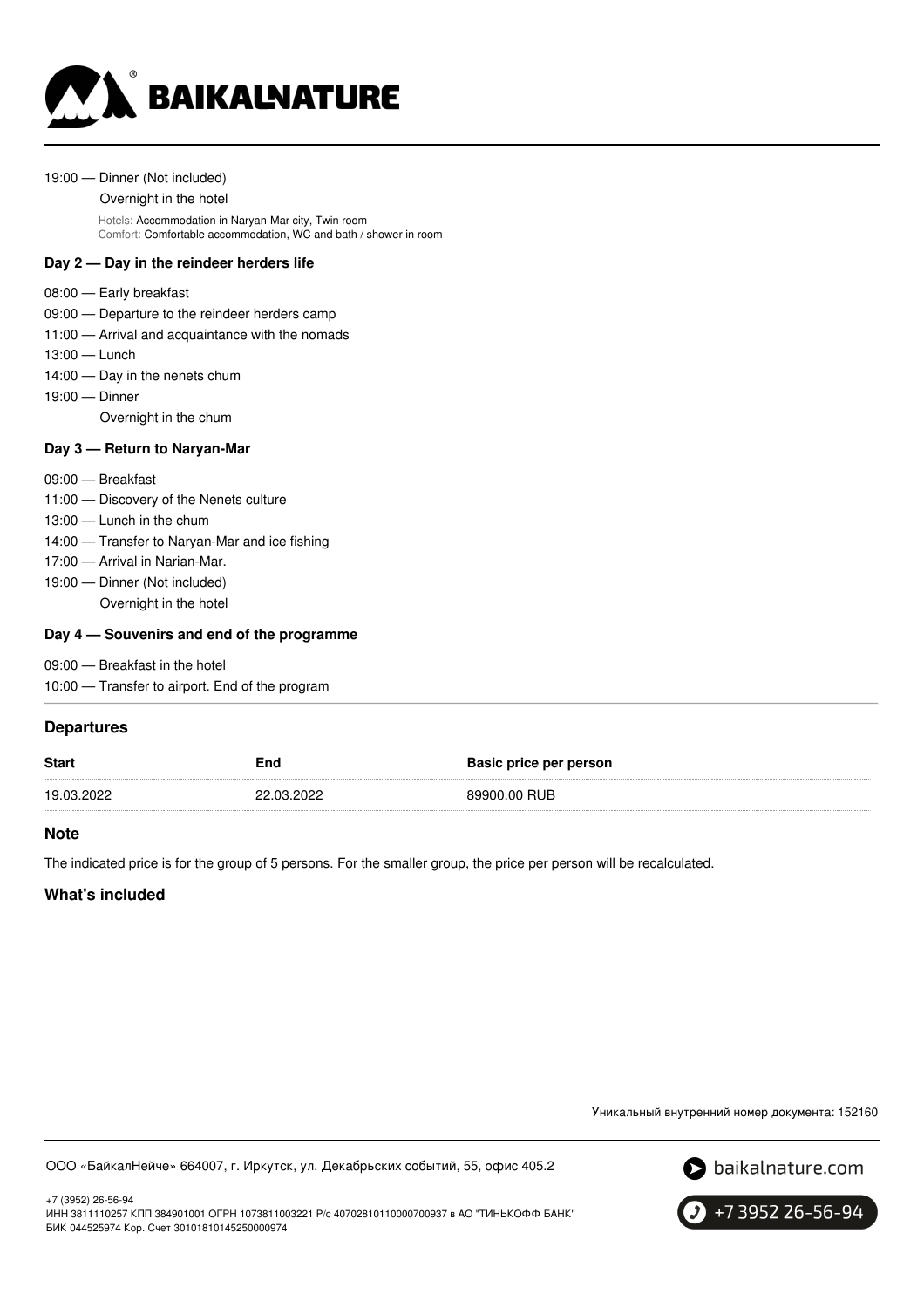19:00 — Dinner (Not included)

Overnight in the hotel

Hotels: Accommodation in Naryan-Mar city, Twin room
Comfort: Comfortable accommodation, WC and bath / shower in room

### Day 2 — Day in the reindeer herders life

08:00 — Early breakfast
09:00 — Departure to the reindeer herders camp
11:00 — Arrival and acquaintance with the nomads
13:00 — Lunch
14:00 — Day in the nenets chum
19:00 — Dinner

Overnight in the chum

### Day 3 — Return to Naryan-Mar

09:00 — Breakfast
11:00 — Discovery of the Nenets culture
13:00 — Lunch in the chum
14:00 — Transfer to Naryan-Mar and ice fishing
17:00 — Arrival in Narian-Mar.
19:00 — Dinner (Not included)

Overnight in the hotel

### Day 4 — Souvenirs and end of the programme

09:00 — Breakfast in the hotel
10:00 — Transfer to airport. End of the program

## Departures

| Start | End | Basic price per person |
|---|---|---|
| 19.03.2022 | 22.03.2022 | 89900.00 RUB |

## Note

The indicated price is for the group of 5 persons. For the smaller group, the price per person will be recalculated.

## What's included

Уникальный внутренний номер документа: 152160

ООО «БайкалНейче» 664007, г. Иркутск, ул. Декабрьских событий, 55, офис 405.2

+7 (3952) 26-56-94
ИНН 3811110257 КПП 384901001 ОГРН 1073811003221 Р/с 40702810110000700937 в АО "ТИНЬКОФФ БАНК"
БИК 044525974 Кор. Счет 30101810145250000974

baikalnature.com

+7 3952 26-56-94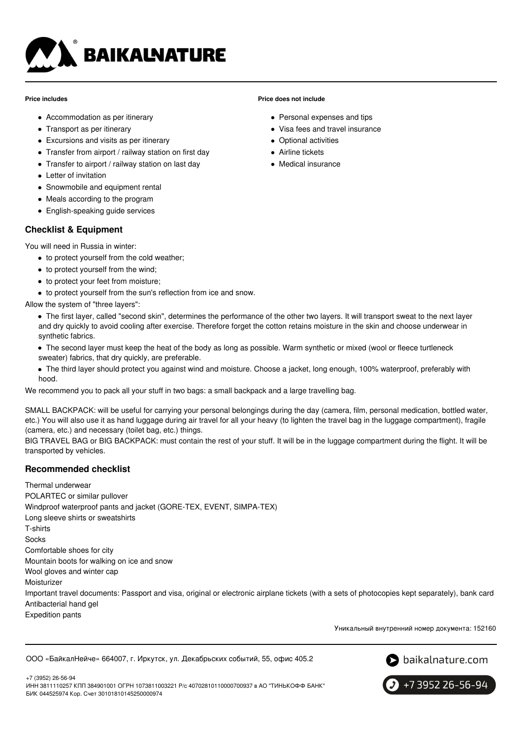**Price includes**

- Accommodation as per itinerary
- Transport as per itinerary
- Excursions and visits as per itinerary
- Transfer from airport / railway station on first day
- Transfer to airport / railway station on last day
- Letter of invitation
- Snowmobile and equipment rental
- Meals according to the program
- English-speaking guide services

**Price does not include**

- Personal expenses and tips
- Visa fees and travel insurance
- Optional activities
- Airline tickets
- Medical insurance

## Checklist & Equipment

You will need in Russia in winter:

- to protect yourself from the cold weather;
- to protect yourself from the wind;
- to protect your feet from moisture;
- to protect yourself from the sun's reflection from ice and snow.

Allow the system of "three layers":

- The first layer, called "second skin", determines the performance of the other two layers. It will transport sweat to the next layer and dry quickly to avoid cooling after exercise. Therefore forget the cotton retains moisture in the skin and choose underwear in synthetic fabrics.
- The second layer must keep the heat of the body as long as possible. Warm synthetic or mixed (wool or fleece turtleneck sweater) fabrics, that dry quickly, are preferable.
- The third layer should protect you against wind and moisture. Choose a jacket, long enough, 100% waterproof, preferably with hood.

We recommend you to pack all your stuff in two bags: a small backpack and a large travelling bag.

SMALL BACKPACK: will be useful for carrying your personal belongings during the day (camera, film, personal medication, bottled water, etc.) You will also use it as hand luggage during air travel for all your heavy (to lighten the travel bag in the luggage compartment), fragile (camera, etc.) and necessary (toilet bag, etc.) things.

BIG TRAVEL BAG or BIG BACKPACK: must contain the rest of your stuff. It will be in the luggage compartment during the flight. It will be transported by vehicles.

## Recommended checklist

Thermal underwear
POLARTEC or similar pullover
Windproof waterproof pants and jacket (GORE-TEX, EVENT, SIMPA-TEX)
Long sleeve shirts or sweatshirts
T-shirts
Socks
Comfortable shoes for city
Mountain boots for walking on ice and snow
Wool gloves and winter cap
Moisturizer
Important travel documents: Passport and visa, original or electronic airplane tickets (with a sets of photocopies kept separately), bank card
Antibacterial hand gel
Expedition pants

Уникальный внутренний номер документа: 152160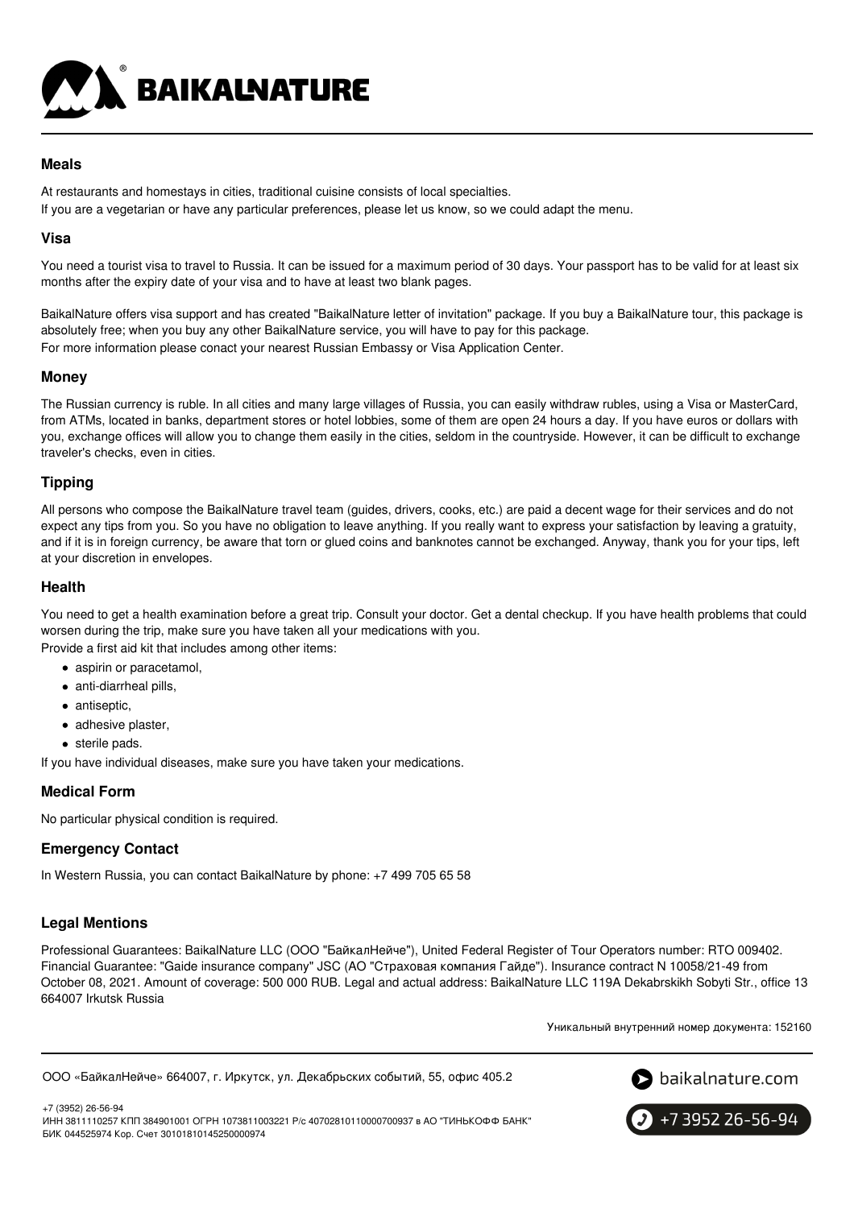## Meals

At restaurants and homestays in cities, traditional cuisine consists of local specialties.
If you are a vegetarian or have any particular preferences, please let us know, so we could adapt the menu.

## Visa

You need a tourist visa to travel to Russia. It can be issued for a maximum period of 30 days. Your passport has to be valid for at least six months after the expiry date of your visa and to have at least two blank pages.

BaikalNature offers visa support and has created "BaikalNature letter of invitation" package. If you buy a BaikalNature tour, this package is absolutely free; when you buy any other BaikalNature service, you will have to pay for this package.
For more information please conact your nearest Russian Embassy or Visa Application Center.

## Money

The Russian currency is ruble. In all cities and many large villages of Russia, you can easily withdraw rubles, using a Visa or MasterCard, from ATMs, located in banks, department stores or hotel lobbies, some of them are open 24 hours a day. If you have euros or dollars with you, exchange offices will allow you to change them easily in the cities, seldom in the countryside. However, it can be difficult to exchange traveler's checks, even in cities.

## Tipping

All persons who compose the BaikalNature travel team (guides, drivers, cooks, etc.) are paid a decent wage for their services and do not expect any tips from you. So you have no obligation to leave anything. If you really want to express your satisfaction by leaving a gratuity, and if it is in foreign currency, be aware that torn or glued coins and banknotes cannot be exchanged. Anyway, thank you for your tips, left at your discretion in envelopes.

## Health

You need to get a health examination before a great trip. Consult your doctor. Get a dental checkup. If you have health problems that could worsen during the trip, make sure you have taken all your medications with you.
Provide a first aid kit that includes among other items:

- aspirin or paracetamol,
- anti-diarrheal pills,
- antiseptic,
- adhesive plaster,
- sterile pads.

If you have individual diseases, make sure you have taken your medications.

## Medical Form

No particular physical condition is required.

## Emergency Contact

In Western Russia, you can contact BaikalNature by phone: +7 499 705 65 58

## Legal Mentions

Professional Guarantees: BaikalNature LLC (ООО "БайкалНейче"), United Federal Register of Tour Operators number: RTO 009402. Financial Guarantee: "Gaide insurance company" JSC (АО "Страховая компания Гайде"). Insurance contract N 10058/21-49 from October 08, 2021. Amount of coverage: 500 000 RUB. Legal and actual address: BaikalNature LLC 119A Dekabrskikh Sobyti Str., office 13 664007 Irkutsk Russia

Уникальный внутренний номер документа: 152160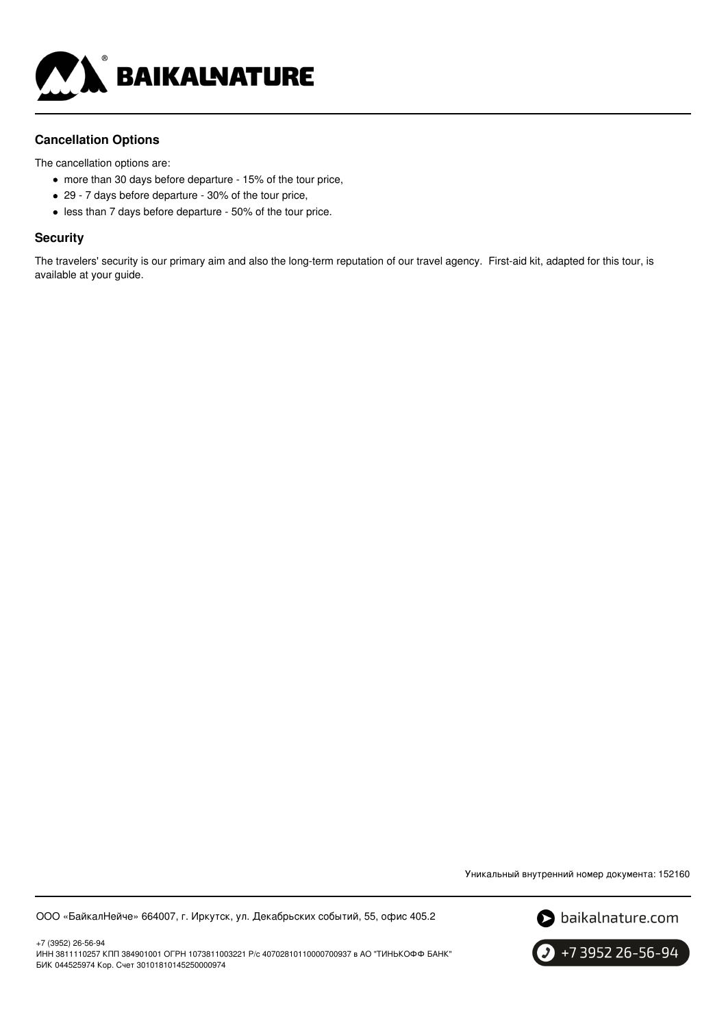## Cancellation Options

The cancellation options are:

- more than 30 days before departure - 15% of the tour price,
- 29 - 7 days before departure - 30% of the tour price,
- less than 7 days before departure - 50% of the tour price.

## Security

The travelers' security is our primary aim and also the long-term reputation of our travel agency. First-aid kit, adapted for this tour, is available at your guide.

Уникальный внутренний номер документа: 152160